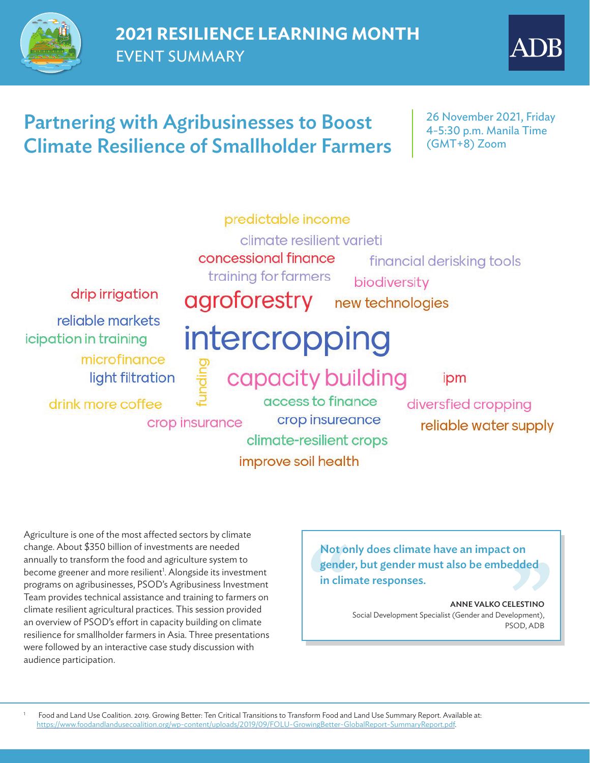# 2021 RESILIENCE LEARNING MONTH

EVENT SUMMARY

## Partnering with Agribusinesses to Boost Climate Resilience of Smallholder Farmers

26 November 2021, Friday
4-5:30 p.m. Manila Time (GMT+8) Zoom

predictable income
climate resilient varieti
concessional finance
financial derisking tools
training for farmers
biodiversity
drip irrigation
agroforestry
new technologies
reliable markets
icipation in training
intercropping
microfinance
funding
light filtration
capacity building
ipm
drink more coffee
access to finance
diversfied cropping
crop insurance
crop insureance
reliable water supply
climate-resilient crops
improve soil health

Agriculture is one of the most affected sectors by climate change. About $350 billion of investments are needed annually to transform the food and agriculture system to become greener and more resilient[1]. Alongside its investment programs on agribusinesses, PSOD's Agribusiness Investment Team provides technical assistance and training to farmers on climate resilient agricultural practices. This session provided an overview of PSOD's effort in capacity building on climate resilience for smallholder farmers in Asia. Three presentations were followed by an interactive case study discussion with audience participation.

> **Not only does climate have an impact on gender, but gender must also be embedded in climate responses.**
>
> **ANNE VALKO CELESTINO**
> Social Development Specialist (Gender and Development), PSOD, ADB

[1] Food and Land Use Coalition. 2019. Growing Better: Ten Critical Transitions to Transform Food and Land Use Summary Report. Available at: https://www.foodandlandusecoalition.org/wp-content/uploads/2019/09/FOLU-GrowingBetter-GlobalReport-SummaryReport.pdf.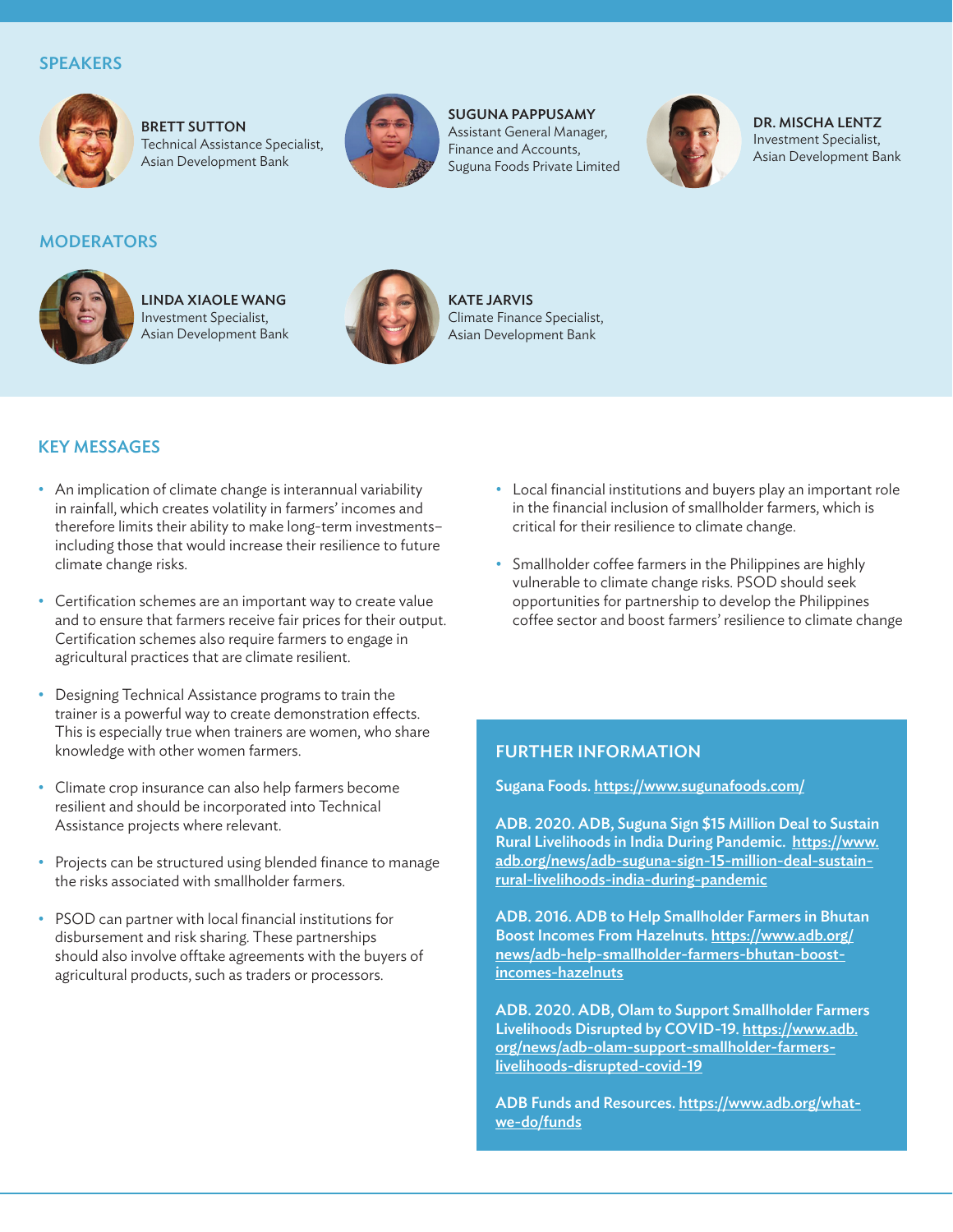## SPEAKERS

**BRETT SUTTON**
Technical Assistance Specialist,
Asian Development Bank

**SUGUNA PAPPUSAMY**
Assistant General Manager,
Finance and Accounts,
Suguna Foods Private Limited

**DR. MISCHA LENTZ**
Investment Specialist,
Asian Development Bank

## MODERATORS

**LINDA XIAOLE WANG**
Investment Specialist,
Asian Development Bank

**KATE JARVIS**
Climate Finance Specialist,
Asian Development Bank

## KEY MESSAGES

- An implication of climate change is interannual variability in rainfall, which creates volatility in farmers' incomes and therefore limits their ability to make long-term investments–including those that would increase their resilience to future climate change risks.
- Certification schemes are an important way to create value and to ensure that farmers receive fair prices for their output. Certification schemes also require farmers to engage in agricultural practices that are climate resilient.
- Designing Technical Assistance programs to train the trainer is a powerful way to create demonstration effects. This is especially true when trainers are women, who share knowledge with other women farmers.
- Climate crop insurance can also help farmers become resilient and should be incorporated into Technical Assistance projects where relevant.
- Projects can be structured using blended finance to manage the risks associated with smallholder farmers.
- PSOD can partner with local financial institutions for disbursement and risk sharing. These partnerships should also involve offtake agreements with the buyers of agricultural products, such as traders or processors.
- Local financial institutions and buyers play an important role in the financial inclusion of smallholder farmers, which is critical for their resilience to climate change.
- Smallholder coffee farmers in the Philippines are highly vulnerable to climate change risks. PSOD should seek opportunities for partnership to develop the Philippines coffee sector and boost farmers' resilience to climate change

## FURTHER INFORMATION

**Sugana Foods. https://www.sugunafoods.com/**

**ADB. 2020. ADB, Suguna Sign $15 Million Deal to Sustain Rural Livelihoods in India During Pandemic. https://www.adb.org/news/adb-suguna-sign-15-million-deal-sustain-rural-livelihoods-india-during-pandemic**

**ADB. 2016. ADB to Help Smallholder Farmers in Bhutan Boost Incomes From Hazelnuts. https://www.adb.org/news/adb-help-smallholder-farmers-bhutan-boost-incomes-hazelnuts**

**ADB. 2020. ADB, Olam to Support Smallholder Farmers Livelihoods Disrupted by COVID-19. https://www.adb.org/news/adb-olam-support-smallholder-farmers-livelihoods-disrupted-covid-19**

**ADB Funds and Resources. https://www.adb.org/what-we-do/funds**